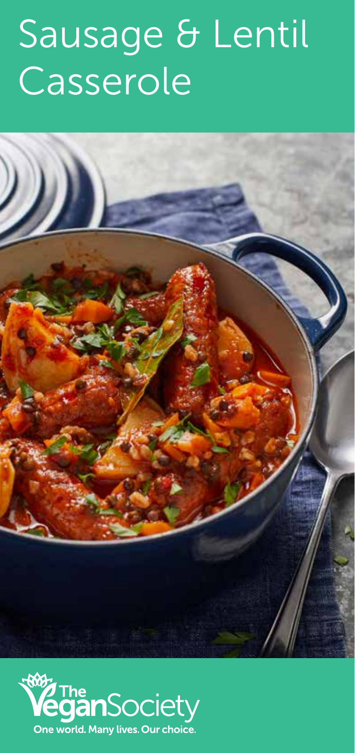# Sausage & Lentil Casserole

The Vegan Society

One world. Many lives. Our choice.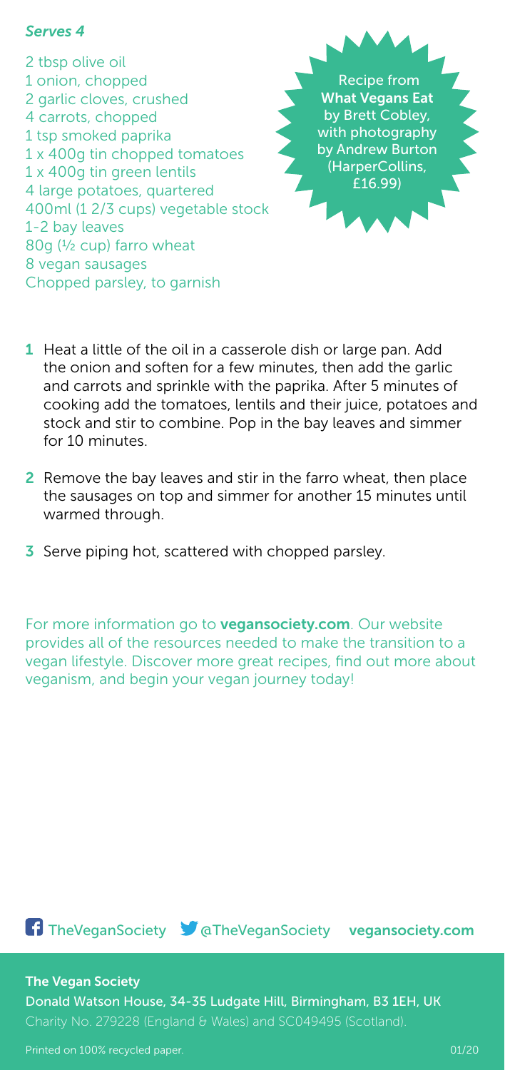*Serves 4*

2 tbsp olive oil
1 onion, chopped
2 garlic cloves, crushed
4 carrots, chopped
1 tsp smoked paprika
1 x 400g tin chopped tomatoes
1 x 400g tin green lentils
4 large potatoes, quartered
400ml (1 2/3 cups) vegetable stock
1-2 bay leaves
80g (½ cup) farro wheat
8 vegan sausages
Chopped parsley, to garnish

Recipe from **What Vegans Eat** by Brett Cobley, with photography by Andrew Burton (HarperCollins, £16.99)

1. Heat a little of the oil in a casserole dish or large pan. Add the onion and soften for a few minutes, then add the garlic and carrots and sprinkle with the paprika. After 5 minutes of cooking add the tomatoes, lentils and their juice, potatoes and stock and stir to combine. Pop in the bay leaves and simmer for 10 minutes.
2. Remove the bay leaves and stir in the farro wheat, then place the sausages on top and simmer for another 15 minutes until warmed through.
3. Serve piping hot, scattered with chopped parsley.

For more information go to **vegansociety.com**. Our website provides all of the resources needed to make the transition to a vegan lifestyle. Discover more great recipes, find out more about veganism, and begin your vegan journey today!

TheVeganSociety @TheVeganSociety **vegansociety.com**

**The Vegan Society**
Donald Watson House, 34-35 Ludgate Hill, Birmingham, B3 1EH, UK
Charity No. 279228 (England & Wales) and SC049495 (Scotland).

Printed on 100% recycled paper. 01/20